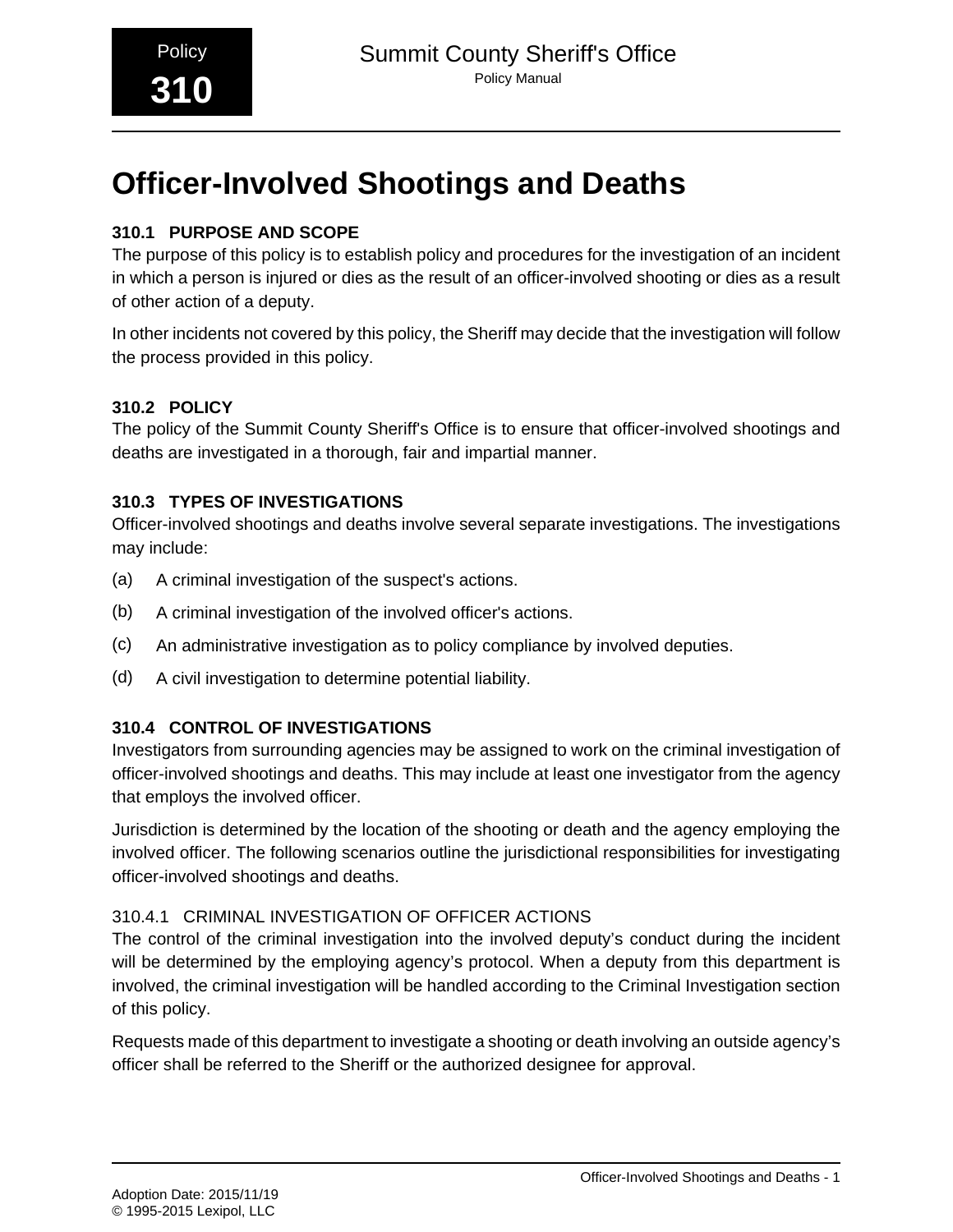Policy **310**

Summit County Sheriff's Office
Policy Manual

# Officer-Involved Shootings and Deaths

### 310.1 PURPOSE AND SCOPE

The purpose of this policy is to establish policy and procedures for the investigation of an incident in which a person is injured or dies as the result of an officer-involved shooting or dies as a result of other action of a deputy.

In other incidents not covered by this policy, the Sheriff may decide that the investigation will follow the process provided in this policy.

### 310.2 POLICY

The policy of the Summit County Sheriff's Office is to ensure that officer-involved shootings and deaths are investigated in a thorough, fair and impartial manner.

### 310.3 TYPES OF INVESTIGATIONS

Officer-involved shootings and deaths involve several separate investigations. The investigations may include:

(a) A criminal investigation of the suspect's actions.

(b) A criminal investigation of the involved officer's actions.

(c) An administrative investigation as to policy compliance by involved deputies.

(d) A civil investigation to determine potential liability.

### 310.4 CONTROL OF INVESTIGATIONS

Investigators from surrounding agencies may be assigned to work on the criminal investigation of officer-involved shootings and deaths. This may include at least one investigator from the agency that employs the involved officer.

Jurisdiction is determined by the location of the shooting or death and the agency employing the involved officer. The following scenarios outline the jurisdictional responsibilities for investigating officer-involved shootings and deaths.

#### 310.4.1 CRIMINAL INVESTIGATION OF OFFICER ACTIONS

The control of the criminal investigation into the involved deputy's conduct during the incident will be determined by the employing agency's protocol. When a deputy from this department is involved, the criminal investigation will be handled according to the Criminal Investigation section of this policy.

Requests made of this department to investigate a shooting or death involving an outside agency's officer shall be referred to the Sheriff or the authorized designee for approval.

Adoption Date: 2015/11/19
© 1995-2015 Lexipol, LLC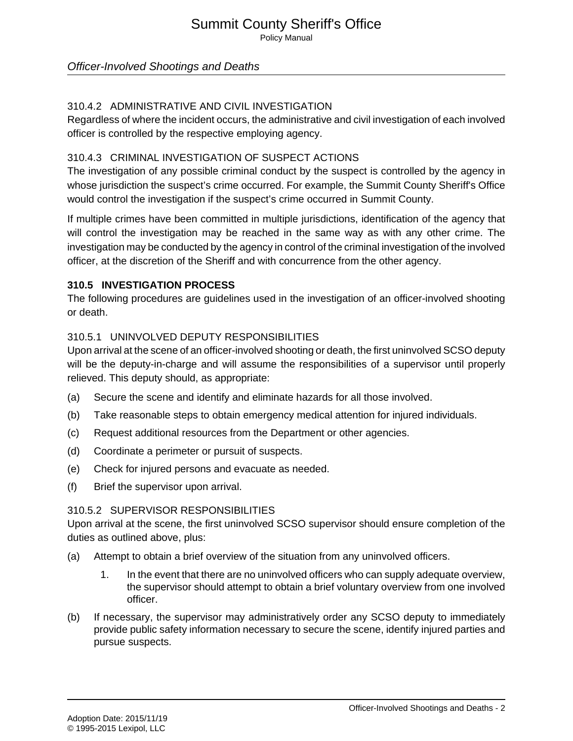#### 310.4.2 ADMINISTRATIVE AND CIVIL INVESTIGATION

Regardless of where the incident occurs, the administrative and civil investigation of each involved officer is controlled by the respective employing agency.

#### 310.4.3 CRIMINAL INVESTIGATION OF SUSPECT ACTIONS

The investigation of any possible criminal conduct by the suspect is controlled by the agency in whose jurisdiction the suspect's crime occurred. For example, the Summit County Sheriff's Office would control the investigation if the suspect's crime occurred in Summit County.

If multiple crimes have been committed in multiple jurisdictions, identification of the agency that will control the investigation may be reached in the same way as with any other crime. The investigation may be conducted by the agency in control of the criminal investigation of the involved officer, at the discretion of the Sheriff and with concurrence from the other agency.

### 310.5 INVESTIGATION PROCESS

The following procedures are guidelines used in the investigation of an officer-involved shooting or death.

#### 310.5.1 UNINVOLVED DEPUTY RESPONSIBILITIES

Upon arrival at the scene of an officer-involved shooting or death, the first uninvolved SCSO deputy will be the deputy-in-charge and will assume the responsibilities of a supervisor until properly relieved. This deputy should, as appropriate:

(a) Secure the scene and identify and eliminate hazards for all those involved.

(b) Take reasonable steps to obtain emergency medical attention for injured individuals.

(c) Request additional resources from the Department or other agencies.

(d) Coordinate a perimeter or pursuit of suspects.

(e) Check for injured persons and evacuate as needed.

(f) Brief the supervisor upon arrival.

#### 310.5.2 SUPERVISOR RESPONSIBILITIES

Upon arrival at the scene, the first uninvolved SCSO supervisor should ensure completion of the duties as outlined above, plus:

(a) Attempt to obtain a brief overview of the situation from any uninvolved officers.

   1. In the event that there are no uninvolved officers who can supply adequate overview, the supervisor should attempt to obtain a brief voluntary overview from one involved officer.

(b) If necessary, the supervisor may administratively order any SCSO deputy to immediately provide public safety information necessary to secure the scene, identify injured parties and pursue suspects.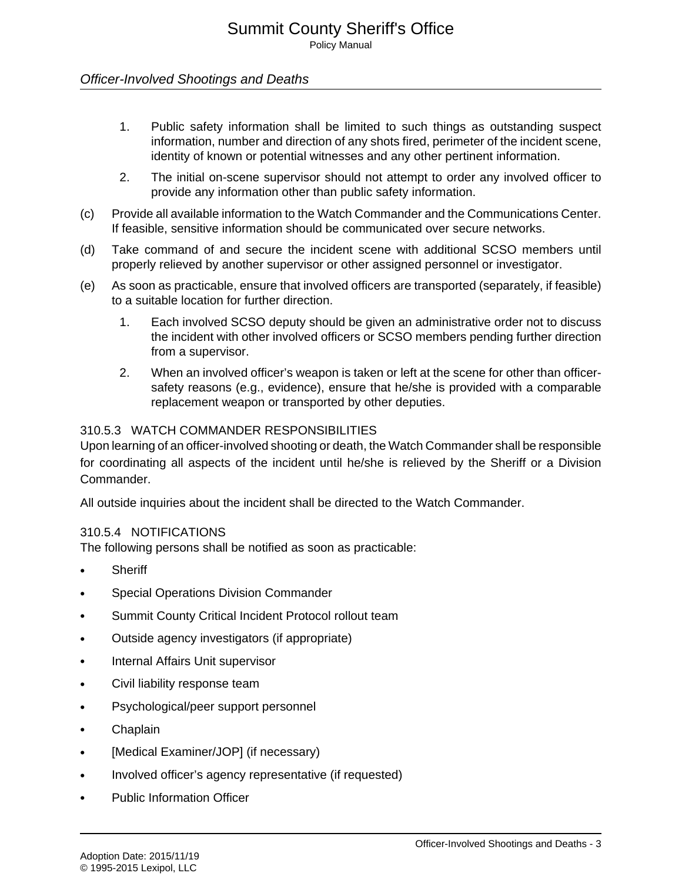1. Public safety information shall be limited to such things as outstanding suspect information, number and direction of any shots fired, perimeter of the incident scene, identity of known or potential witnesses and any other pertinent information.

2. The initial on-scene supervisor should not attempt to order any involved officer to provide any information other than public safety information.

(c) Provide all available information to the Watch Commander and the Communications Center. If feasible, sensitive information should be communicated over secure networks.

(d) Take command of and secure the incident scene with additional SCSO members until properly relieved by another supervisor or other assigned personnel or investigator.

(e) As soon as practicable, ensure that involved officers are transported (separately, if feasible) to a suitable location for further direction.

1. Each involved SCSO deputy should be given an administrative order not to discuss the incident with other involved officers or SCSO members pending further direction from a supervisor.

2. When an involved officer’s weapon is taken or left at the scene for other than officer-safety reasons (e.g., evidence), ensure that he/she is provided with a comparable replacement weapon or transported by other deputies.

### 310.5.3 WATCH COMMANDER RESPONSIBILITIES

Upon learning of an officer-involved shooting or death, the Watch Commander shall be responsible for coordinating all aspects of the incident until he/she is relieved by the Sheriff or a Division Commander.

All outside inquiries about the incident shall be directed to the Watch Commander.

### 310.5.4 NOTIFICATIONS

The following persons shall be notified as soon as practicable:

- Sheriff
- Special Operations Division Commander
- Summit County Critical Incident Protocol rollout team
- Outside agency investigators (if appropriate)
- Internal Affairs Unit supervisor
- Civil liability response team
- Psychological/peer support personnel
- Chaplain
- [Medical Examiner/JOP] (if necessary)
- Involved officer’s agency representative (if requested)
- Public Information Officer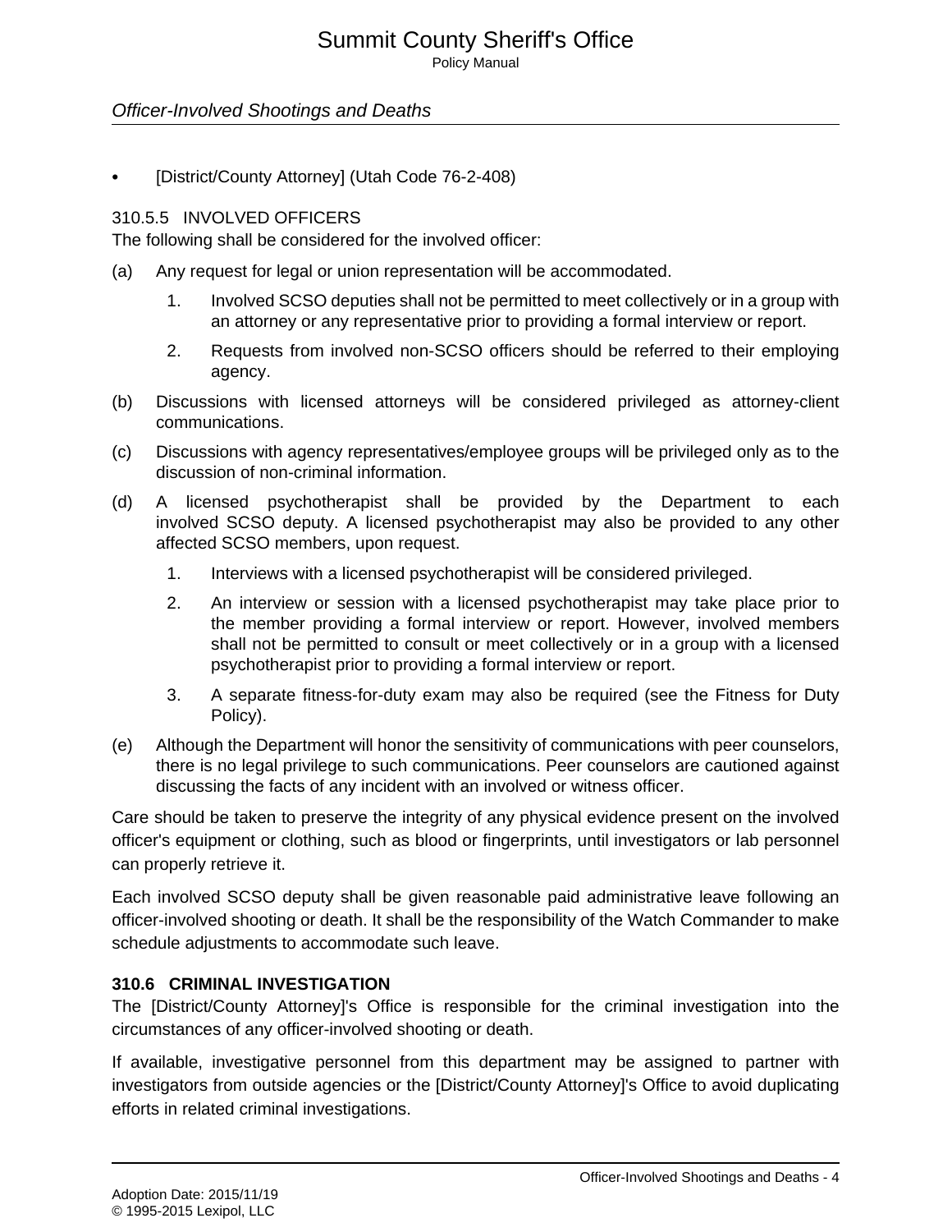- [District/County Attorney] (Utah Code 76-2-408)

#### 310.5.5 INVOLVED OFFICERS

The following shall be considered for the involved officer:

(a) Any request for legal or union representation will be accommodated.

1. Involved SCSO deputies shall not be permitted to meet collectively or in a group with an attorney or any representative prior to providing a formal interview or report.
2. Requests from involved non-SCSO officers should be referred to their employing agency.

(b) Discussions with licensed attorneys will be considered privileged as attorney-client communications.

(c) Discussions with agency representatives/employee groups will be privileged only as to the discussion of non-criminal information.

(d) A licensed psychotherapist shall be provided by the Department to each involved SCSO deputy. A licensed psychotherapist may also be provided to any other affected SCSO members, upon request.

1. Interviews with a licensed psychotherapist will be considered privileged.
2. An interview or session with a licensed psychotherapist may take place prior to the member providing a formal interview or report. However, involved members shall not be permitted to consult or meet collectively or in a group with a licensed psychotherapist prior to providing a formal interview or report.
3. A separate fitness-for-duty exam may also be required (see the Fitness for Duty Policy).

(e) Although the Department will honor the sensitivity of communications with peer counselors, there is no legal privilege to such communications. Peer counselors are cautioned against discussing the facts of any incident with an involved or witness officer.

Care should be taken to preserve the integrity of any physical evidence present on the involved officer's equipment or clothing, such as blood or fingerprints, until investigators or lab personnel can properly retrieve it.

Each involved SCSO deputy shall be given reasonable paid administrative leave following an officer-involved shooting or death. It shall be the responsibility of the Watch Commander to make schedule adjustments to accommodate such leave.

### 310.6 CRIMINAL INVESTIGATION

The [District/County Attorney]'s Office is responsible for the criminal investigation into the circumstances of any officer-involved shooting or death.

If available, investigative personnel from this department may be assigned to partner with investigators from outside agencies or the [District/County Attorney]'s Office to avoid duplicating efforts in related criminal investigations.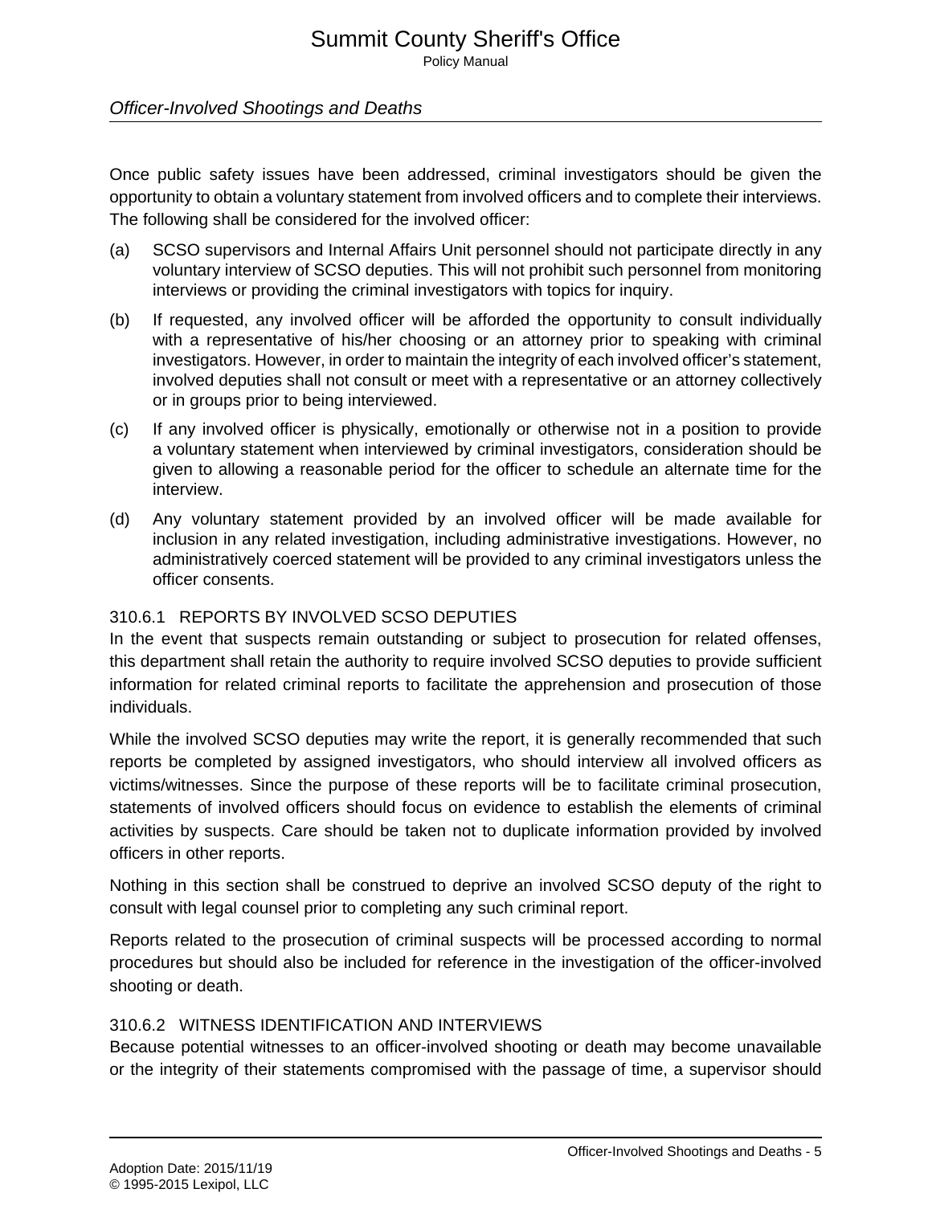Once public safety issues have been addressed, criminal investigators should be given the opportunity to obtain a voluntary statement from involved officers and to complete their interviews. The following shall be considered for the involved officer:

(a) SCSO supervisors and Internal Affairs Unit personnel should not participate directly in any voluntary interview of SCSO deputies. This will not prohibit such personnel from monitoring interviews or providing the criminal investigators with topics for inquiry.

(b) If requested, any involved officer will be afforded the opportunity to consult individually with a representative of his/her choosing or an attorney prior to speaking with criminal investigators. However, in order to maintain the integrity of each involved officer's statement, involved deputies shall not consult or meet with a representative or an attorney collectively or in groups prior to being interviewed.

(c) If any involved officer is physically, emotionally or otherwise not in a position to provide a voluntary statement when interviewed by criminal investigators, consideration should be given to allowing a reasonable period for the officer to schedule an alternate time for the interview.

(d) Any voluntary statement provided by an involved officer will be made available for inclusion in any related investigation, including administrative investigations. However, no administratively coerced statement will be provided to any criminal investigators unless the officer consents.

### 310.6.1 REPORTS BY INVOLVED SCSO DEPUTIES

In the event that suspects remain outstanding or subject to prosecution for related offenses, this department shall retain the authority to require involved SCSO deputies to provide sufficient information for related criminal reports to facilitate the apprehension and prosecution of those individuals.

While the involved SCSO deputies may write the report, it is generally recommended that such reports be completed by assigned investigators, who should interview all involved officers as victims/witnesses. Since the purpose of these reports will be to facilitate criminal prosecution, statements of involved officers should focus on evidence to establish the elements of criminal activities by suspects. Care should be taken not to duplicate information provided by involved officers in other reports.

Nothing in this section shall be construed to deprive an involved SCSO deputy of the right to consult with legal counsel prior to completing any such criminal report.

Reports related to the prosecution of criminal suspects will be processed according to normal procedures but should also be included for reference in the investigation of the officer-involved shooting or death.

### 310.6.2 WITNESS IDENTIFICATION AND INTERVIEWS

Because potential witnesses to an officer-involved shooting or death may become unavailable or the integrity of their statements compromised with the passage of time, a supervisor should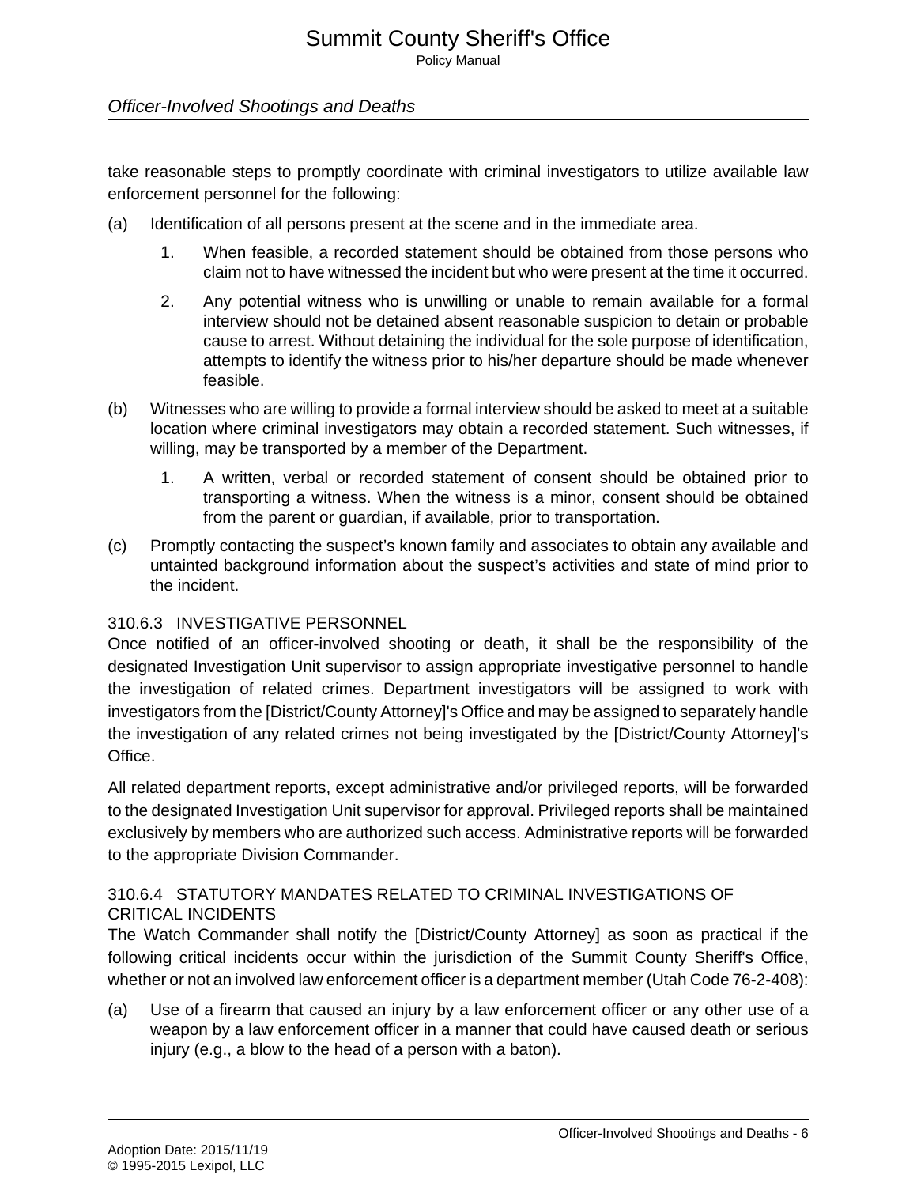take reasonable steps to promptly coordinate with criminal investigators to utilize available law enforcement personnel for the following:

(a) Identification of all persons present at the scene and in the immediate area.

  1. When feasible, a recorded statement should be obtained from those persons who claim not to have witnessed the incident but who were present at the time it occurred.

  2. Any potential witness who is unwilling or unable to remain available for a formal interview should not be detained absent reasonable suspicion to detain or probable cause to arrest. Without detaining the individual for the sole purpose of identification, attempts to identify the witness prior to his/her departure should be made whenever feasible.

(b) Witnesses who are willing to provide a formal interview should be asked to meet at a suitable location where criminal investigators may obtain a recorded statement. Such witnesses, if willing, may be transported by a member of the Department.

  1. A written, verbal or recorded statement of consent should be obtained prior to transporting a witness. When the witness is a minor, consent should be obtained from the parent or guardian, if available, prior to transportation.

(c) Promptly contacting the suspect's known family and associates to obtain any available and untainted background information about the suspect's activities and state of mind prior to the incident.

### 310.6.3 INVESTIGATIVE PERSONNEL

Once notified of an officer-involved shooting or death, it shall be the responsibility of the designated Investigation Unit supervisor to assign appropriate investigative personnel to handle the investigation of related crimes. Department investigators will be assigned to work with investigators from the [District/County Attorney]'s Office and may be assigned to separately handle the investigation of any related crimes not being investigated by the [District/County Attorney]'s Office.

All related department reports, except administrative and/or privileged reports, will be forwarded to the designated Investigation Unit supervisor for approval. Privileged reports shall be maintained exclusively by members who are authorized such access. Administrative reports will be forwarded to the appropriate Division Commander.

### 310.6.4 STATUTORY MANDATES RELATED TO CRIMINAL INVESTIGATIONS OF CRITICAL INCIDENTS

The Watch Commander shall notify the [District/County Attorney] as soon as practical if the following critical incidents occur within the jurisdiction of the Summit County Sheriff's Office, whether or not an involved law enforcement officer is a department member (Utah Code 76-2-408):

(a) Use of a firearm that caused an injury by a law enforcement officer or any other use of a weapon by a law enforcement officer in a manner that could have caused death or serious injury (e.g., a blow to the head of a person with a baton).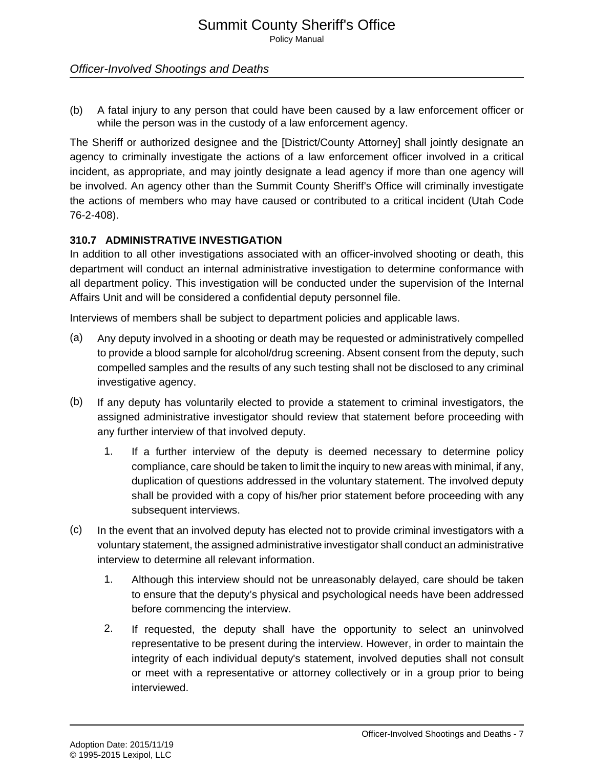(b) A fatal injury to any person that could have been caused by a law enforcement officer or while the person was in the custody of a law enforcement agency.

The Sheriff or authorized designee and the [District/County Attorney] shall jointly designate an agency to criminally investigate the actions of a law enforcement officer involved in a critical incident, as appropriate, and may jointly designate a lead agency if more than one agency will be involved. An agency other than the Summit County Sheriff's Office will criminally investigate the actions of members who may have caused or contributed to a critical incident (Utah Code 76-2-408).

### 310.7 ADMINISTRATIVE INVESTIGATION

In addition to all other investigations associated with an officer-involved shooting or death, this department will conduct an internal administrative investigation to determine conformance with all department policy. This investigation will be conducted under the supervision of the Internal Affairs Unit and will be considered a confidential deputy personnel file.

Interviews of members shall be subject to department policies and applicable laws.

(a) Any deputy involved in a shooting or death may be requested or administratively compelled to provide a blood sample for alcohol/drug screening. Absent consent from the deputy, such compelled samples and the results of any such testing shall not be disclosed to any criminal investigative agency.

(b) If any deputy has voluntarily elected to provide a statement to criminal investigators, the assigned administrative investigator should review that statement before proceeding with any further interview of that involved deputy.

  1. If a further interview of the deputy is deemed necessary to determine policy compliance, care should be taken to limit the inquiry to new areas with minimal, if any, duplication of questions addressed in the voluntary statement. The involved deputy shall be provided with a copy of his/her prior statement before proceeding with any subsequent interviews.

(c) In the event that an involved deputy has elected not to provide criminal investigators with a voluntary statement, the assigned administrative investigator shall conduct an administrative interview to determine all relevant information.

  1. Although this interview should not be unreasonably delayed, care should be taken to ensure that the deputy’s physical and psychological needs have been addressed before commencing the interview.

  2. If requested, the deputy shall have the opportunity to select an uninvolved representative to be present during the interview. However, in order to maintain the integrity of each individual deputy's statement, involved deputies shall not consult or meet with a representative or attorney collectively or in a group prior to being interviewed.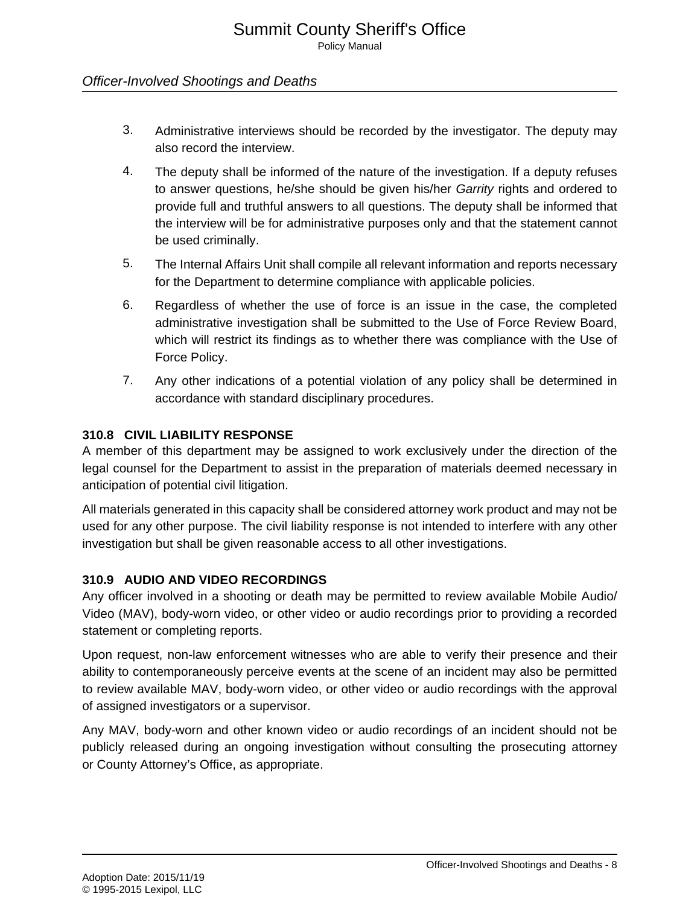3. Administrative interviews should be recorded by the investigator. The deputy may also record the interview.

4. The deputy shall be informed of the nature of the investigation. If a deputy refuses to answer questions, he/she should be given his/her *Garrity* rights and ordered to provide full and truthful answers to all questions. The deputy shall be informed that the interview will be for administrative purposes only and that the statement cannot be used criminally.

5. The Internal Affairs Unit shall compile all relevant information and reports necessary for the Department to determine compliance with applicable policies.

6. Regardless of whether the use of force is an issue in the case, the completed administrative investigation shall be submitted to the Use of Force Review Board, which will restrict its findings as to whether there was compliance with the Use of Force Policy.

7. Any other indications of a potential violation of any policy shall be determined in accordance with standard disciplinary procedures.

### 310.8 CIVIL LIABILITY RESPONSE

A member of this department may be assigned to work exclusively under the direction of the legal counsel for the Department to assist in the preparation of materials deemed necessary in anticipation of potential civil litigation.

All materials generated in this capacity shall be considered attorney work product and may not be used for any other purpose. The civil liability response is not intended to interfere with any other investigation but shall be given reasonable access to all other investigations.

### 310.9 AUDIO AND VIDEO RECORDINGS

Any officer involved in a shooting or death may be permitted to review available Mobile Audio/Video (MAV), body-worn video, or other video or audio recordings prior to providing a recorded statement or completing reports.

Upon request, non-law enforcement witnesses who are able to verify their presence and their ability to contemporaneously perceive events at the scene of an incident may also be permitted to review available MAV, body-worn video, or other video or audio recordings with the approval of assigned investigators or a supervisor.

Any MAV, body-worn and other known video or audio recordings of an incident should not be publicly released during an ongoing investigation without consulting the prosecuting attorney or County Attorney's Office, as appropriate.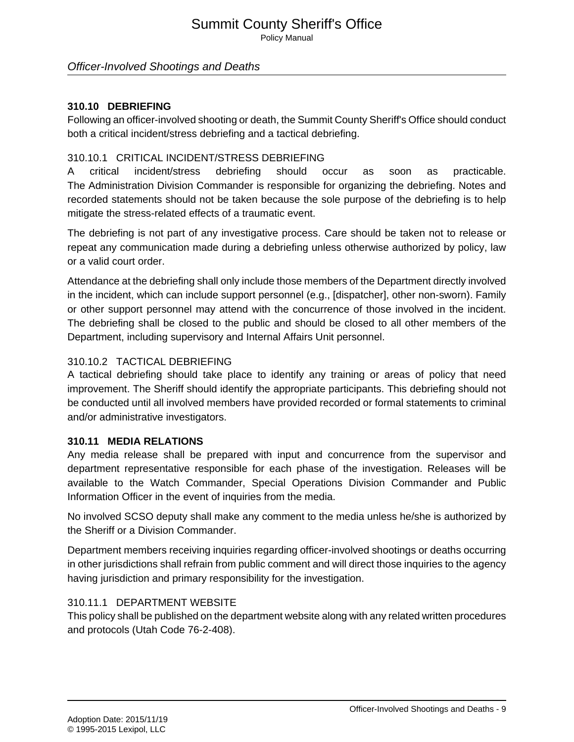## 310.10 DEBRIEFING

Following an officer-involved shooting or death, the Summit County Sheriff's Office should conduct both a critical incident/stress debriefing and a tactical debriefing.

### 310.10.1 CRITICAL INCIDENT/STRESS DEBRIEFING

A critical incident/stress debriefing should occur as soon as practicable. The Administration Division Commander is responsible for organizing the debriefing. Notes and recorded statements should not be taken because the sole purpose of the debriefing is to help mitigate the stress-related effects of a traumatic event.

The debriefing is not part of any investigative process. Care should be taken not to release or repeat any communication made during a debriefing unless otherwise authorized by policy, law or a valid court order.

Attendance at the debriefing shall only include those members of the Department directly involved in the incident, which can include support personnel (e.g., [dispatcher], other non-sworn). Family or other support personnel may attend with the concurrence of those involved in the incident. The debriefing shall be closed to the public and should be closed to all other members of the Department, including supervisory and Internal Affairs Unit personnel.

### 310.10.2 TACTICAL DEBRIEFING

A tactical debriefing should take place to identify any training or areas of policy that need improvement. The Sheriff should identify the appropriate participants. This debriefing should not be conducted until all involved members have provided recorded or formal statements to criminal and/or administrative investigators.

## 310.11 MEDIA RELATIONS

Any media release shall be prepared with input and concurrence from the supervisor and department representative responsible for each phase of the investigation. Releases will be available to the Watch Commander, Special Operations Division Commander and Public Information Officer in the event of inquiries from the media.

No involved SCSO deputy shall make any comment to the media unless he/she is authorized by the Sheriff or a Division Commander.

Department members receiving inquiries regarding officer-involved shootings or deaths occurring in other jurisdictions shall refrain from public comment and will direct those inquiries to the agency having jurisdiction and primary responsibility for the investigation.

### 310.11.1 DEPARTMENT WEBSITE

This policy shall be published on the department website along with any related written procedures and protocols (Utah Code 76-2-408).